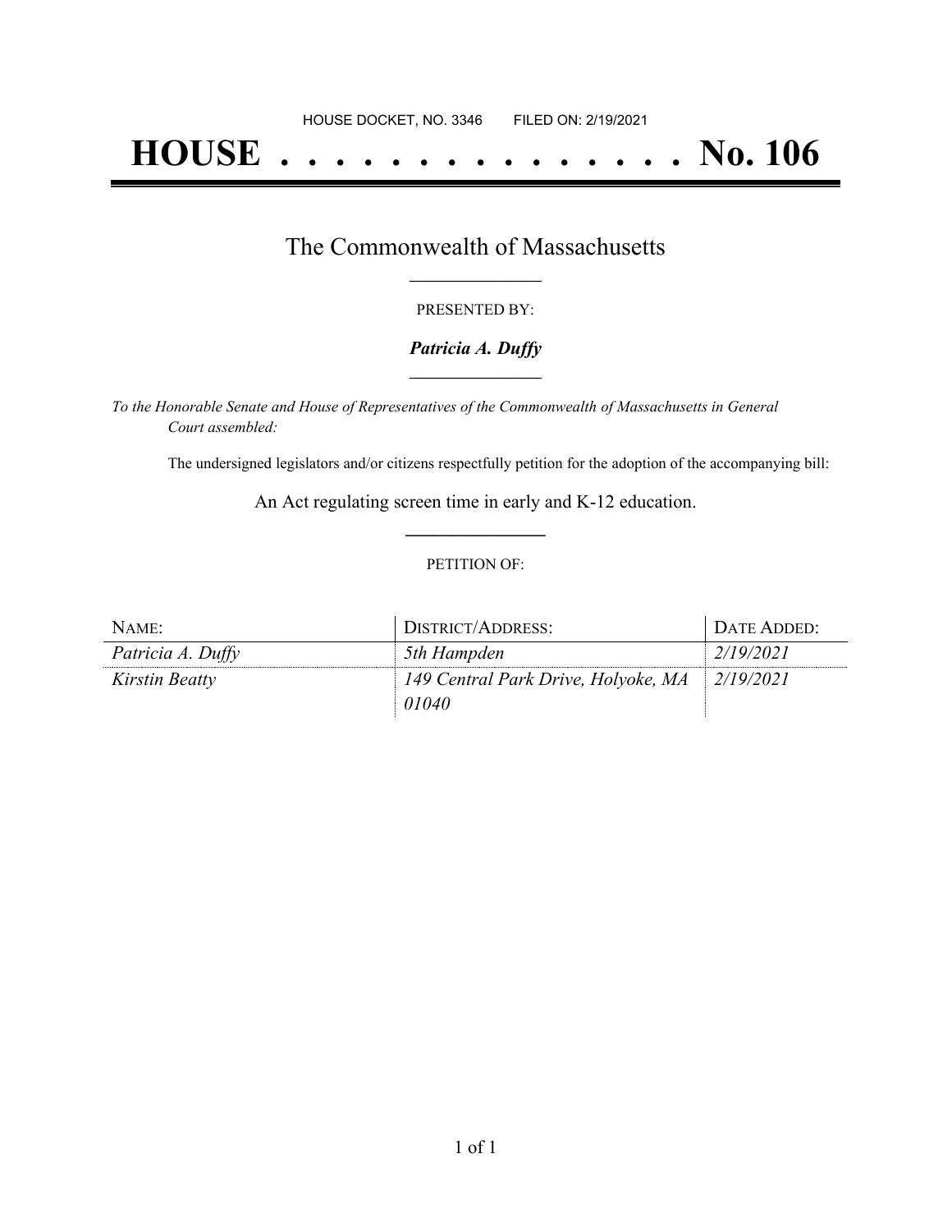HOUSE DOCKET, NO. 3346 FILED ON: 2/19/2021

# HOUSE . . . . . . . . . . . . . . . No. 106

## The Commonwealth of Massachusetts

PRESENTED BY:

***Patricia A. Duffy***

*To the Honorable Senate and House of Representatives of the Commonwealth of Massachusetts in General Court assembled:*

The undersigned legislators and/or citizens respectfully petition for the adoption of the accompanying bill:

An Act regulating screen time in early and K-12 education.

PETITION OF:

| NAME: | DISTRICT/ADDRESS: | DATE ADDED: |
| --- | --- | --- |
| *Patricia A. Duffy* | *5th Hampden* | *2/19/2021* |
| *Kirstin Beatty* | *149 Central Park Drive, Holyoke, MA 01040* | *2/19/2021* |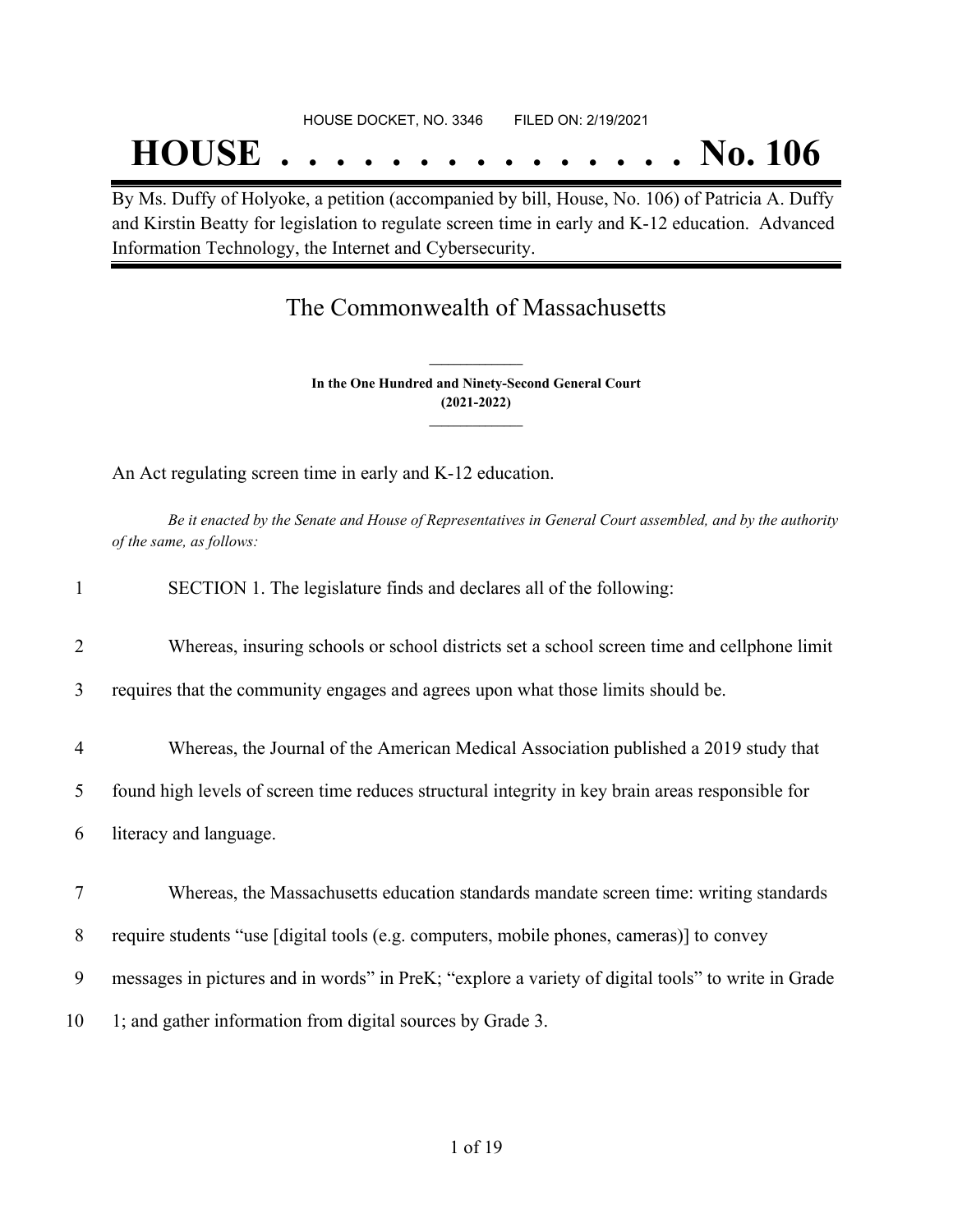HOUSE DOCKET, NO. 3346 FILED ON: 2/19/2021

# HOUSE . . . . . . . . . . . . . . . No. 106

By Ms. Duffy of Holyoke, a petition (accompanied by bill, House, No. 106) of Patricia A. Duffy and Kirstin Beatty for legislation to regulate screen time in early and K-12 education. Advanced Information Technology, the Internet and Cybersecurity.

## The Commonwealth of Massachusetts

**In the One Hundred and Ninety-Second General Court**
**(2021-2022)**

An Act regulating screen time in early and K-12 education.

*Be it enacted by the Senate and House of Representatives in General Court assembled, and by the authority of the same, as follows:*

1 SECTION 1. The legislature finds and declares all of the following:

2 Whereas, insuring schools or school districts set a school screen time and cellphone limit
3 requires that the community engages and agrees upon what those limits should be.

4 Whereas, the Journal of the American Medical Association published a 2019 study that
5 found high levels of screen time reduces structural integrity in key brain areas responsible for
6 literacy and language.

7 Whereas, the Massachusetts education standards mandate screen time: writing standards
8 require students "use [digital tools (e.g. computers, mobile phones, cameras)] to convey
9 messages in pictures and in words" in PreK; "explore a variety of digital tools" to write in Grade
10 1; and gather information from digital sources by Grade 3.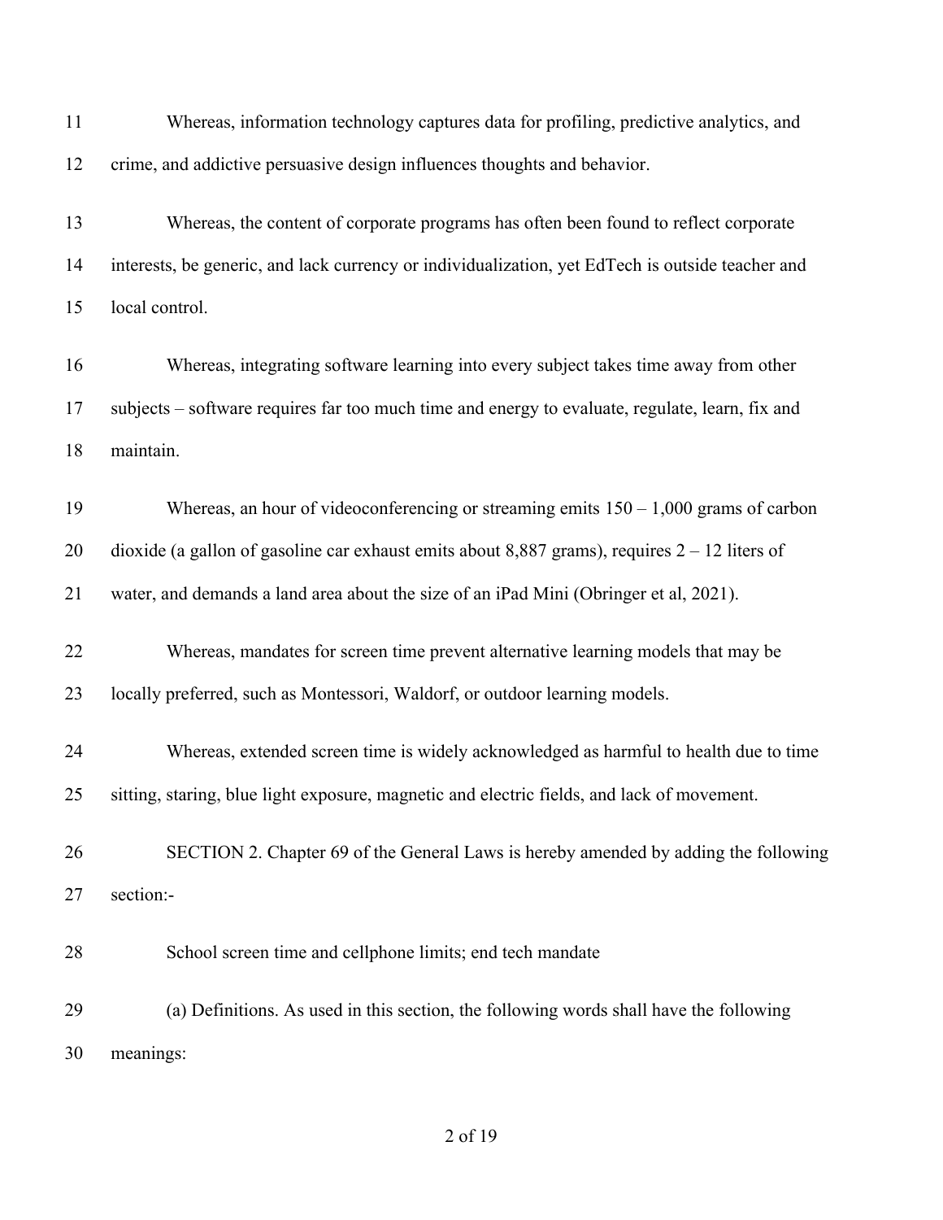Whereas, information technology captures data for profiling, predictive analytics, and crime, and addictive persuasive design influences thoughts and behavior.

Whereas, the content of corporate programs has often been found to reflect corporate interests, be generic, and lack currency or individualization, yet EdTech is outside teacher and local control.

Whereas, integrating software learning into every subject takes time away from other subjects – software requires far too much time and energy to evaluate, regulate, learn, fix and maintain.

Whereas, an hour of videoconferencing or streaming emits 150 – 1,000 grams of carbon dioxide (a gallon of gasoline car exhaust emits about 8,887 grams), requires 2 – 12 liters of water, and demands a land area about the size of an iPad Mini (Obringer et al, 2021).

Whereas, mandates for screen time prevent alternative learning models that may be locally preferred, such as Montessori, Waldorf, or outdoor learning models.

Whereas, extended screen time is widely acknowledged as harmful to health due to time sitting, staring, blue light exposure, magnetic and electric fields, and lack of movement.

SECTION 2. Chapter 69 of the General Laws is hereby amended by adding the following section:-

School screen time and cellphone limits; end tech mandate

(a) Definitions. As used in this section, the following words shall have the following meanings: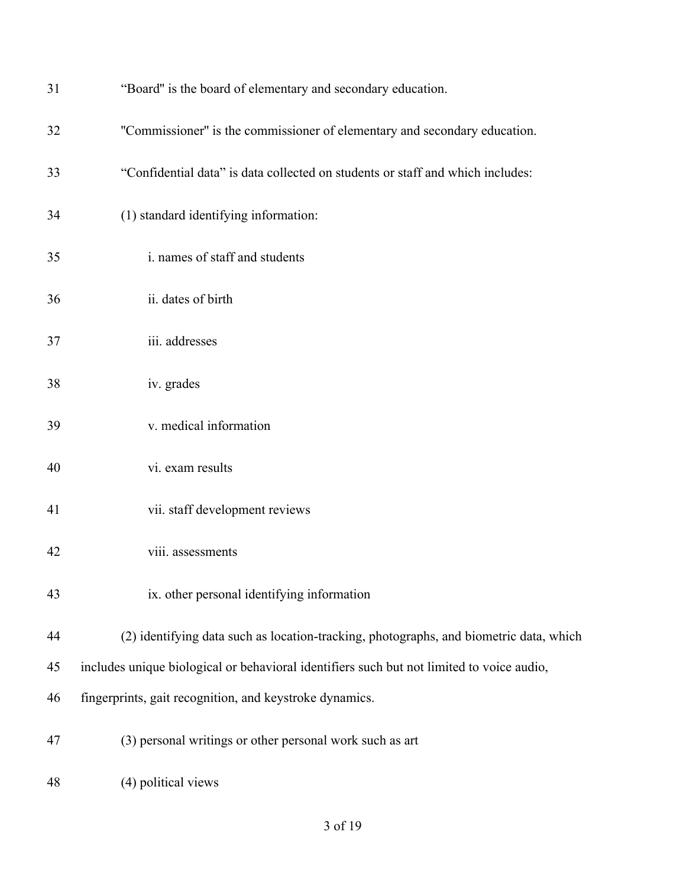"Board" is the board of elementary and secondary education.

"Commissioner" is the commissioner of elementary and secondary education.

"Confidential data" is data collected on students or staff and which includes:

(1) standard identifying information:

i. names of staff and students

ii. dates of birth

iii. addresses

iv. grades

v. medical information

vi. exam results

vii. staff development reviews

viii. assessments

ix. other personal identifying information

(2) identifying data such as location-tracking, photographs, and biometric data, which includes unique biological or behavioral identifiers such but not limited to voice audio, fingerprints, gait recognition, and keystroke dynamics.

(3) personal writings or other personal work such as art

(4) political views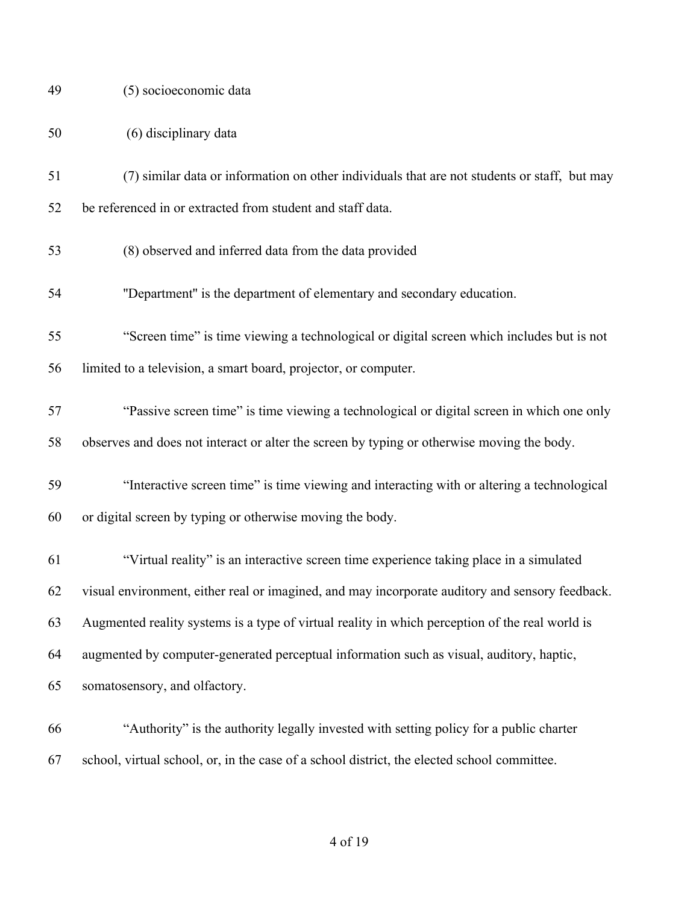(5) socioeconomic data

(6) disciplinary data

(7) similar data or information on other individuals that are not students or staff, but may be referenced in or extracted from student and staff data.

(8) observed and inferred data from the data provided

"Department" is the department of elementary and secondary education.

"Screen time" is time viewing a technological or digital screen which includes but is not limited to a television, a smart board, projector, or computer.

"Passive screen time" is time viewing a technological or digital screen in which one only observes and does not interact or alter the screen by typing or otherwise moving the body.

"Interactive screen time" is time viewing and interacting with or altering a technological or digital screen by typing or otherwise moving the body.

"Virtual reality" is an interactive screen time experience taking place in a simulated visual environment, either real or imagined, and may incorporate auditory and sensory feedback. Augmented reality systems is a type of virtual reality in which perception of the real world is augmented by computer-generated perceptual information such as visual, auditory, haptic, somatosensory, and olfactory.

"Authority" is the authority legally invested with setting policy for a public charter school, virtual school, or, in the case of a school district, the elected school committee.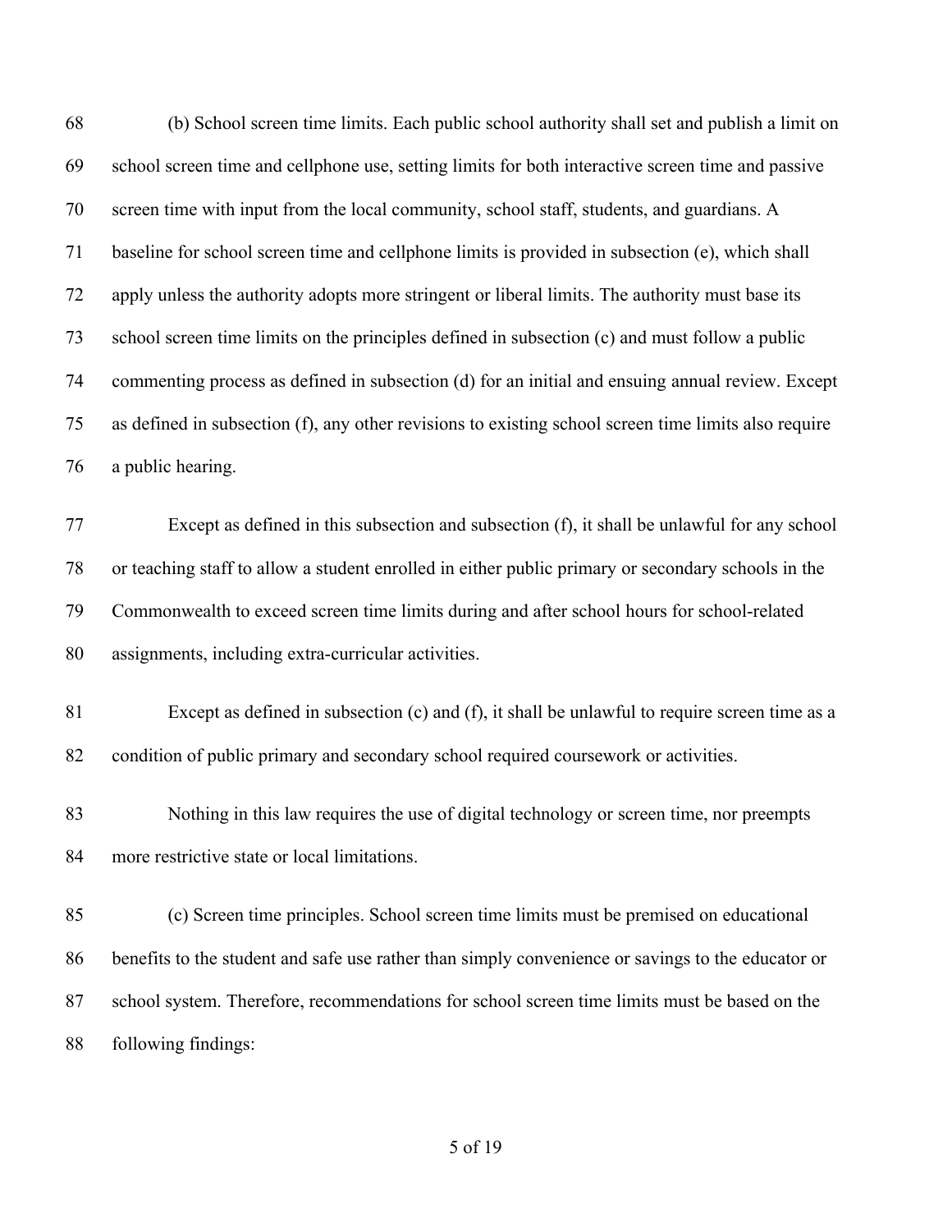(b) School screen time limits. Each public school authority shall set and publish a limit on school screen time and cellphone use, setting limits for both interactive screen time and passive screen time with input from the local community, school staff, students, and guardians. A baseline for school screen time and cellphone limits is provided in subsection (e), which shall apply unless the authority adopts more stringent or liberal limits. The authority must base its school screen time limits on the principles defined in subsection (c) and must follow a public commenting process as defined in subsection (d) for an initial and ensuing annual review. Except as defined in subsection (f), any other revisions to existing school screen time limits also require a public hearing.

Except as defined in this subsection and subsection (f), it shall be unlawful for any school or teaching staff to allow a student enrolled in either public primary or secondary schools in the Commonwealth to exceed screen time limits during and after school hours for school-related assignments, including extra-curricular activities.

Except as defined in subsection (c) and (f), it shall be unlawful to require screen time as a condition of public primary and secondary school required coursework or activities.

Nothing in this law requires the use of digital technology or screen time, nor preempts more restrictive state or local limitations.

(c) Screen time principles. School screen time limits must be premised on educational benefits to the student and safe use rather than simply convenience or savings to the educator or school system. Therefore, recommendations for school screen time limits must be based on the following findings: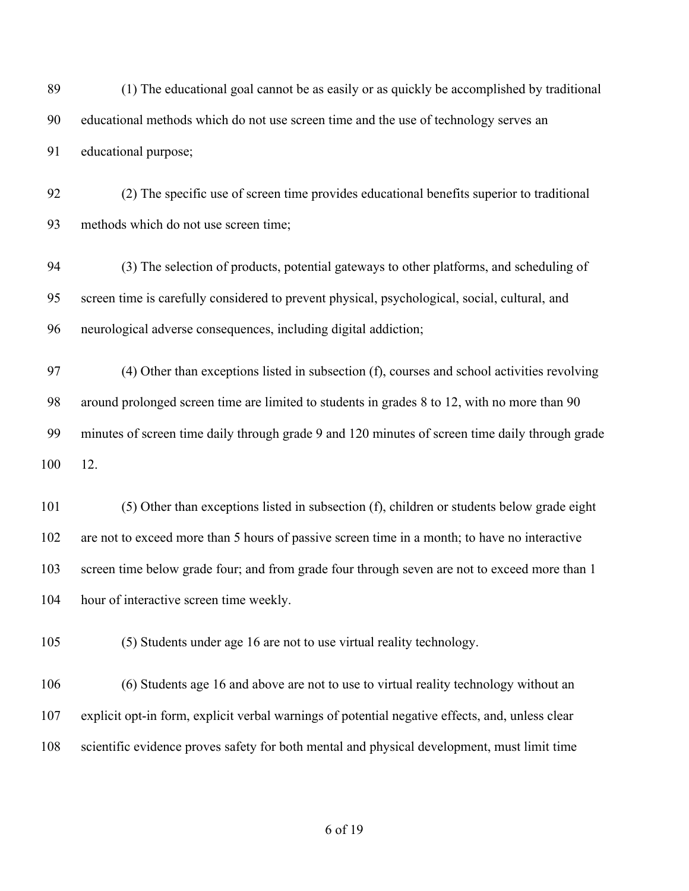(1) The educational goal cannot be as easily or as quickly be accomplished by traditional educational methods which do not use screen time and the use of technology serves an educational purpose;

(2) The specific use of screen time provides educational benefits superior to traditional methods which do not use screen time;

(3) The selection of products, potential gateways to other platforms, and scheduling of screen time is carefully considered to prevent physical, psychological, social, cultural, and neurological adverse consequences, including digital addiction;

(4) Other than exceptions listed in subsection (f), courses and school activities revolving around prolonged screen time are limited to students in grades 8 to 12, with no more than 90 minutes of screen time daily through grade 9 and 120 minutes of screen time daily through grade 12.

(5) Other than exceptions listed in subsection (f), children or students below grade eight are not to exceed more than 5 hours of passive screen time in a month; to have no interactive screen time below grade four; and from grade four through seven are not to exceed more than 1 hour of interactive screen time weekly.

(5) Students under age 16 are not to use virtual reality technology.

(6) Students age 16 and above are not to use to virtual reality technology without an explicit opt-in form, explicit verbal warnings of potential negative effects, and, unless clear scientific evidence proves safety for both mental and physical development, must limit time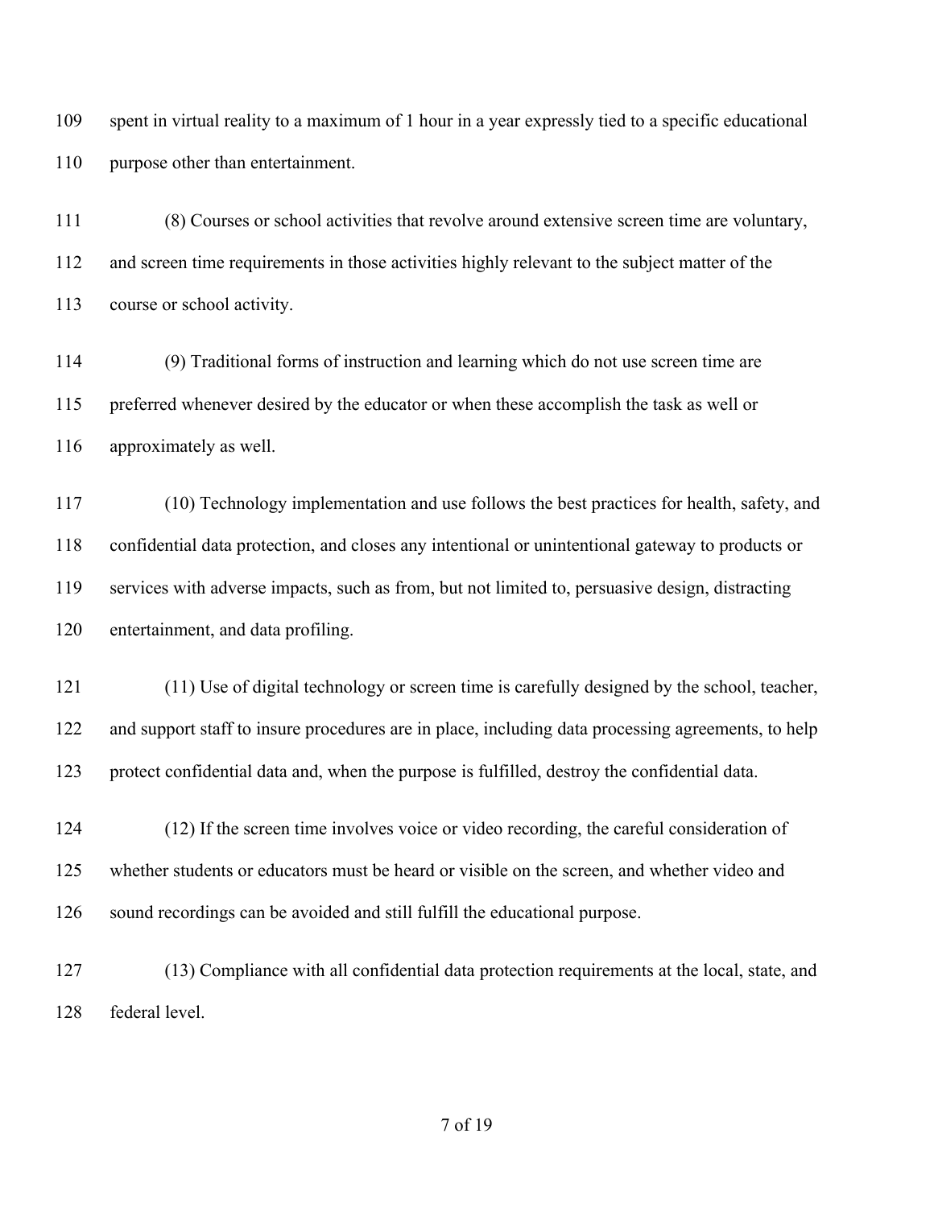spent in virtual reality to a maximum of 1 hour in a year expressly tied to a specific educational purpose other than entertainment.

(8) Courses or school activities that revolve around extensive screen time are voluntary, and screen time requirements in those activities highly relevant to the subject matter of the course or school activity.

(9) Traditional forms of instruction and learning which do not use screen time are preferred whenever desired by the educator or when these accomplish the task as well or approximately as well.

(10) Technology implementation and use follows the best practices for health, safety, and confidential data protection, and closes any intentional or unintentional gateway to products or services with adverse impacts, such as from, but not limited to, persuasive design, distracting entertainment, and data profiling.

(11) Use of digital technology or screen time is carefully designed by the school, teacher, and support staff to insure procedures are in place, including data processing agreements, to help protect confidential data and, when the purpose is fulfilled, destroy the confidential data.

(12) If the screen time involves voice or video recording, the careful consideration of whether students or educators must be heard or visible on the screen, and whether video and sound recordings can be avoided and still fulfill the educational purpose.

(13) Compliance with all confidential data protection requirements at the local, state, and federal level.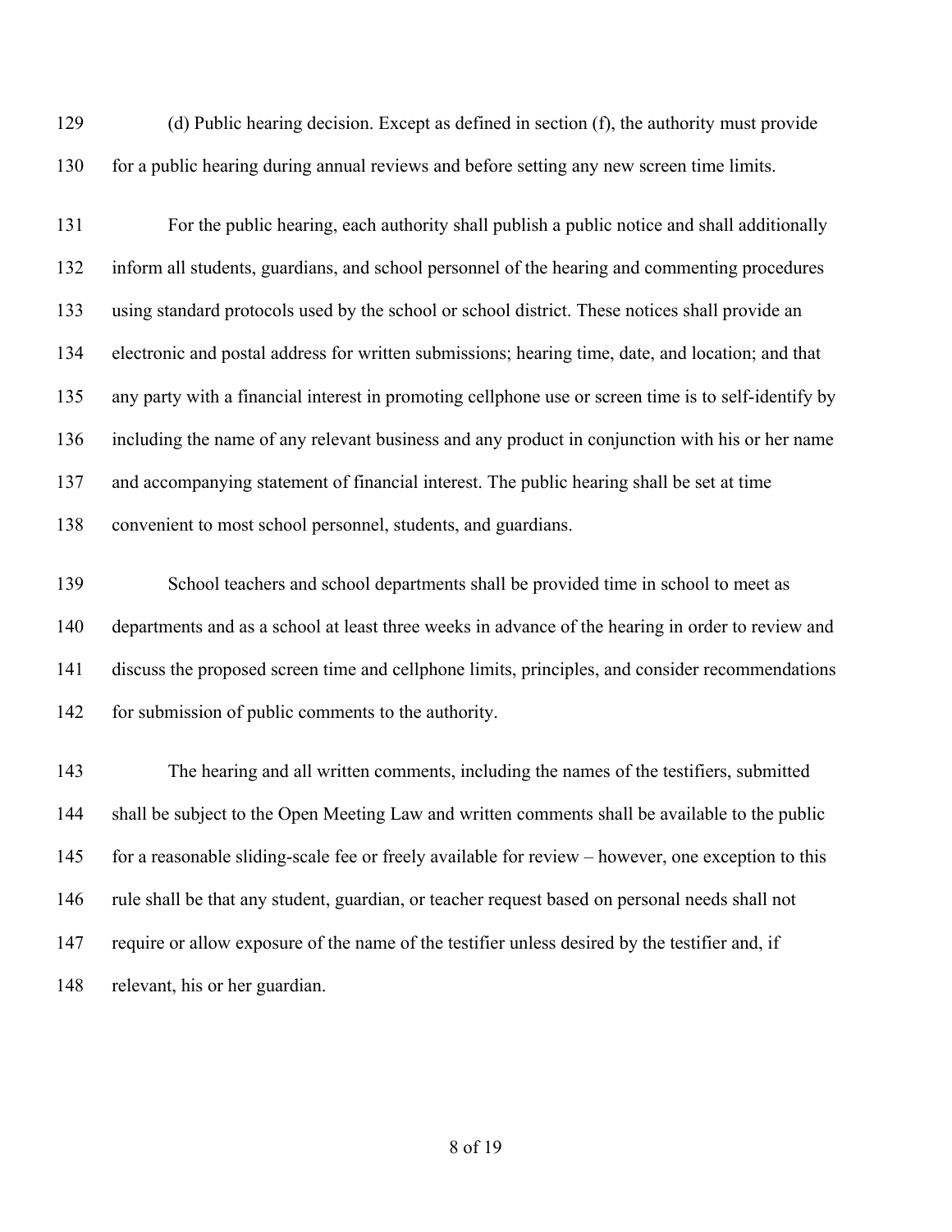(d) Public hearing decision. Except as defined in section (f), the authority must provide for a public hearing during annual reviews and before setting any new screen time limits.

For the public hearing, each authority shall publish a public notice and shall additionally inform all students, guardians, and school personnel of the hearing and commenting procedures using standard protocols used by the school or school district. These notices shall provide an electronic and postal address for written submissions; hearing time, date, and location; and that any party with a financial interest in promoting cellphone use or screen time is to self-identify by including the name of any relevant business and any product in conjunction with his or her name and accompanying statement of financial interest. The public hearing shall be set at time convenient to most school personnel, students, and guardians.

School teachers and school departments shall be provided time in school to meet as departments and as a school at least three weeks in advance of the hearing in order to review and discuss the proposed screen time and cellphone limits, principles, and consider recommendations for submission of public comments to the authority.

The hearing and all written comments, including the names of the testifiers, submitted shall be subject to the Open Meeting Law and written comments shall be available to the public for a reasonable sliding-scale fee or freely available for review – however, one exception to this rule shall be that any student, guardian, or teacher request based on personal needs shall not require or allow exposure of the name of the testifier unless desired by the testifier and, if relevant, his or her guardian.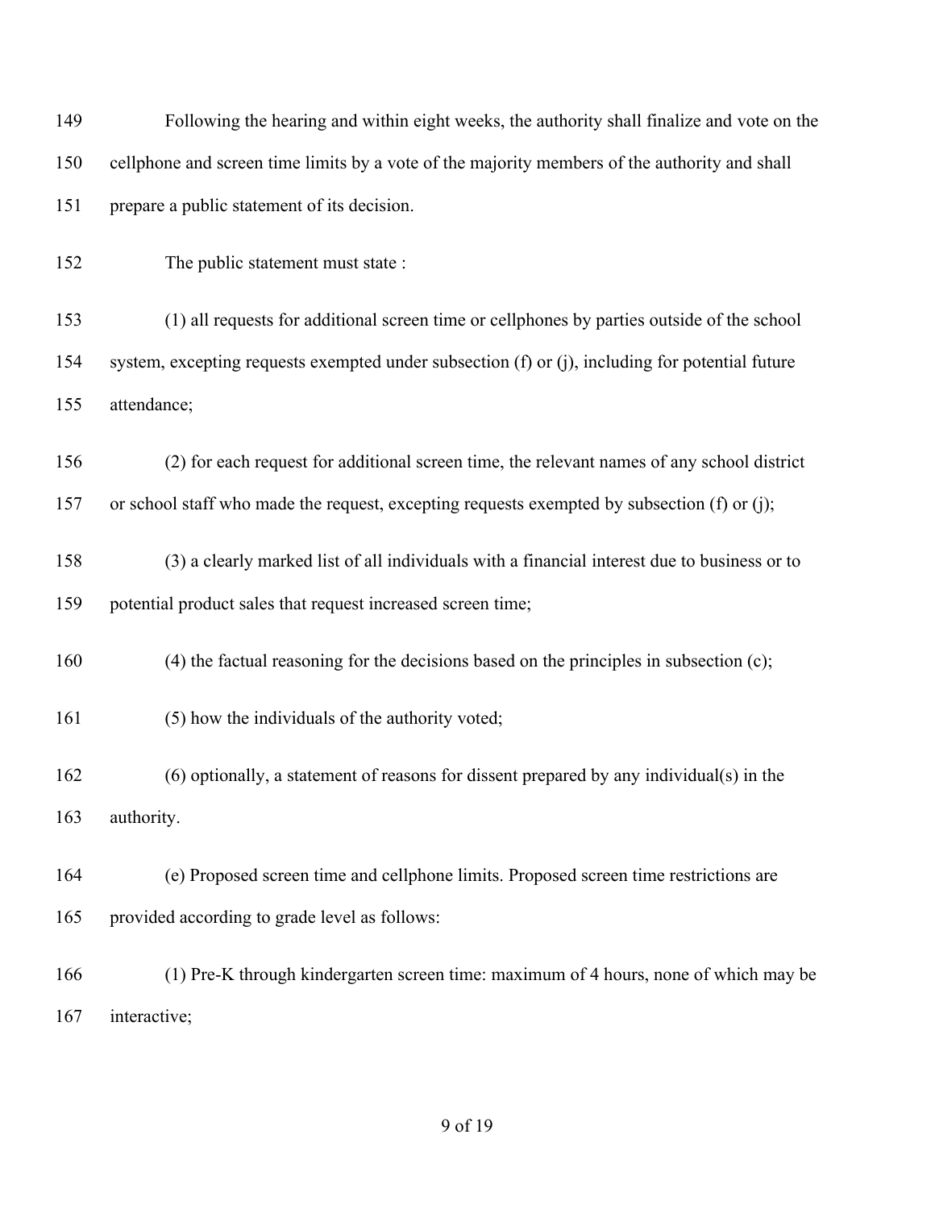Following the hearing and within eight weeks, the authority shall finalize and vote on the cellphone and screen time limits by a vote of the majority members of the authority and shall prepare a public statement of its decision.

The public statement must state :

(1) all requests for additional screen time or cellphones by parties outside of the school system, excepting requests exempted under subsection (f) or (j), including for potential future attendance;

(2) for each request for additional screen time, the relevant names of any school district or school staff who made the request, excepting requests exempted by subsection (f) or (j);

(3) a clearly marked list of all individuals with a financial interest due to business or to potential product sales that request increased screen time;

(4) the factual reasoning for the decisions based on the principles in subsection (c);

(5) how the individuals of the authority voted;

(6) optionally, a statement of reasons for dissent prepared by any individual(s) in the authority.

(e) Proposed screen time and cellphone limits. Proposed screen time restrictions are provided according to grade level as follows:

(1) Pre-K through kindergarten screen time: maximum of 4 hours, none of which may be interactive;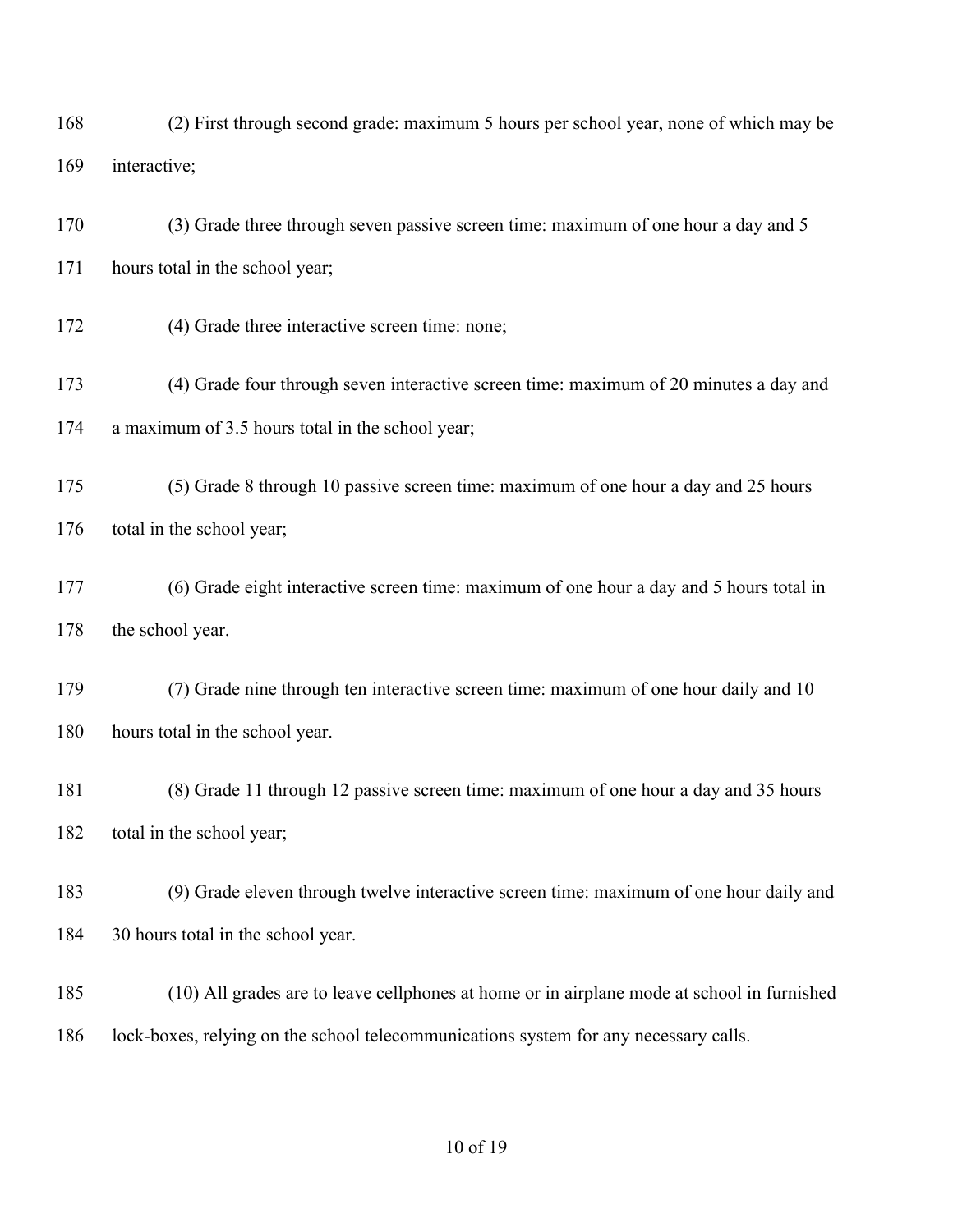(2) First through second grade: maximum 5 hours per school year, none of which may be interactive;

(3) Grade three through seven passive screen time: maximum of one hour a day and 5 hours total in the school year;

(4) Grade three interactive screen time: none;

(4) Grade four through seven interactive screen time: maximum of 20 minutes a day and a maximum of 3.5 hours total in the school year;

(5) Grade 8 through 10 passive screen time: maximum of one hour a day and 25 hours total in the school year;

(6) Grade eight interactive screen time: maximum of one hour a day and 5 hours total in the school year.

(7) Grade nine through ten interactive screen time: maximum of one hour daily and 10 hours total in the school year.

(8) Grade 11 through 12 passive screen time: maximum of one hour a day and 35 hours total in the school year;

(9) Grade eleven through twelve interactive screen time: maximum of one hour daily and 30 hours total in the school year.

(10) All grades are to leave cellphones at home or in airplane mode at school in furnished lock-boxes, relying on the school telecommunications system for any necessary calls.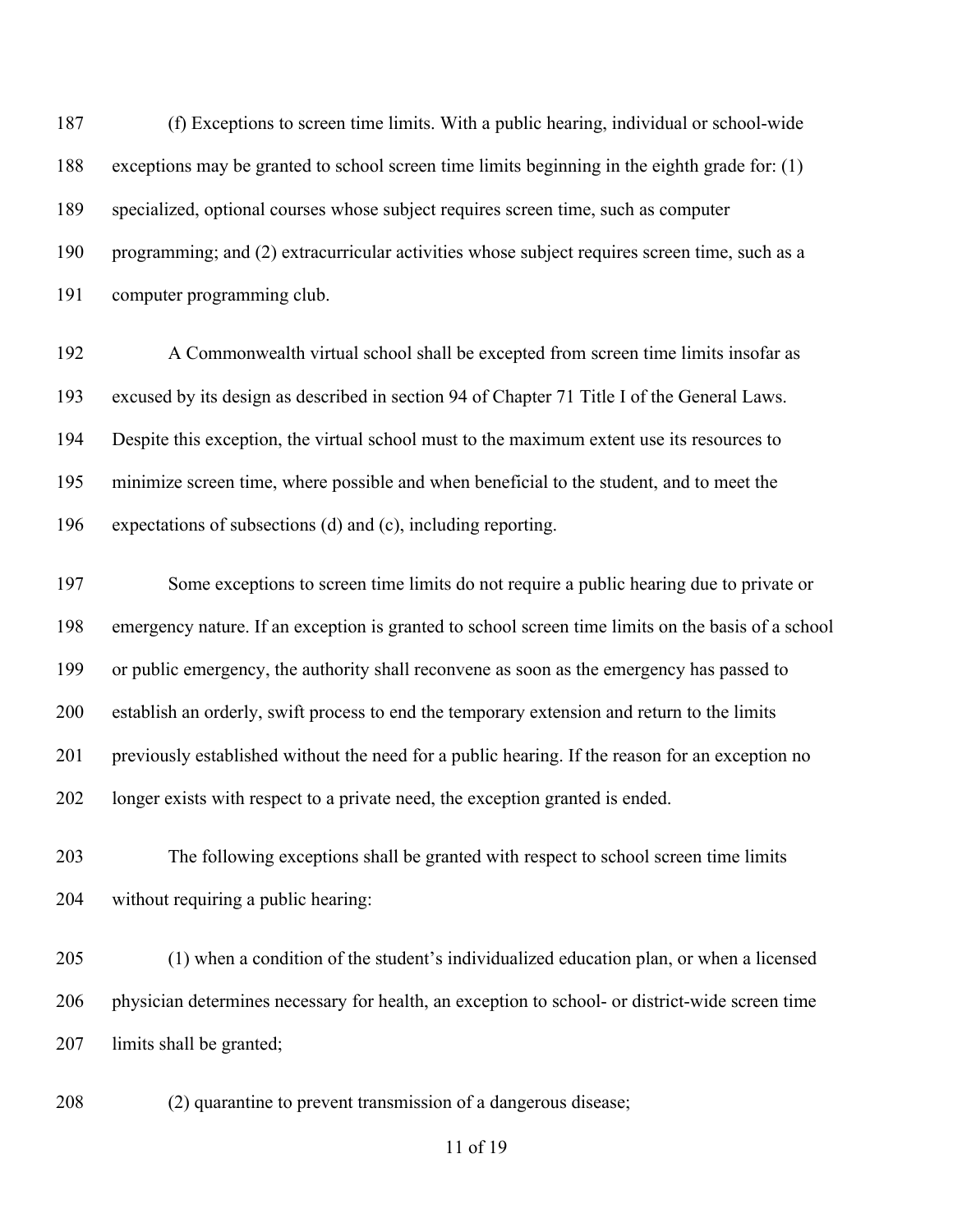(f) Exceptions to screen time limits. With a public hearing, individual or school-wide exceptions may be granted to school screen time limits beginning in the eighth grade for: (1) specialized, optional courses whose subject requires screen time, such as computer programming; and (2) extracurricular activities whose subject requires screen time, such as a computer programming club.

A Commonwealth virtual school shall be excepted from screen time limits insofar as excused by its design as described in section 94 of Chapter 71 Title I of the General Laws. Despite this exception, the virtual school must to the maximum extent use its resources to minimize screen time, where possible and when beneficial to the student, and to meet the expectations of subsections (d) and (c), including reporting.

Some exceptions to screen time limits do not require a public hearing due to private or emergency nature. If an exception is granted to school screen time limits on the basis of a school or public emergency, the authority shall reconvene as soon as the emergency has passed to establish an orderly, swift process to end the temporary extension and return to the limits previously established without the need for a public hearing. If the reason for an exception no longer exists with respect to a private need, the exception granted is ended.

The following exceptions shall be granted with respect to school screen time limits without requiring a public hearing:

(1) when a condition of the student's individualized education plan, or when a licensed physician determines necessary for health, an exception to school- or district-wide screen time limits shall be granted;

(2) quarantine to prevent transmission of a dangerous disease;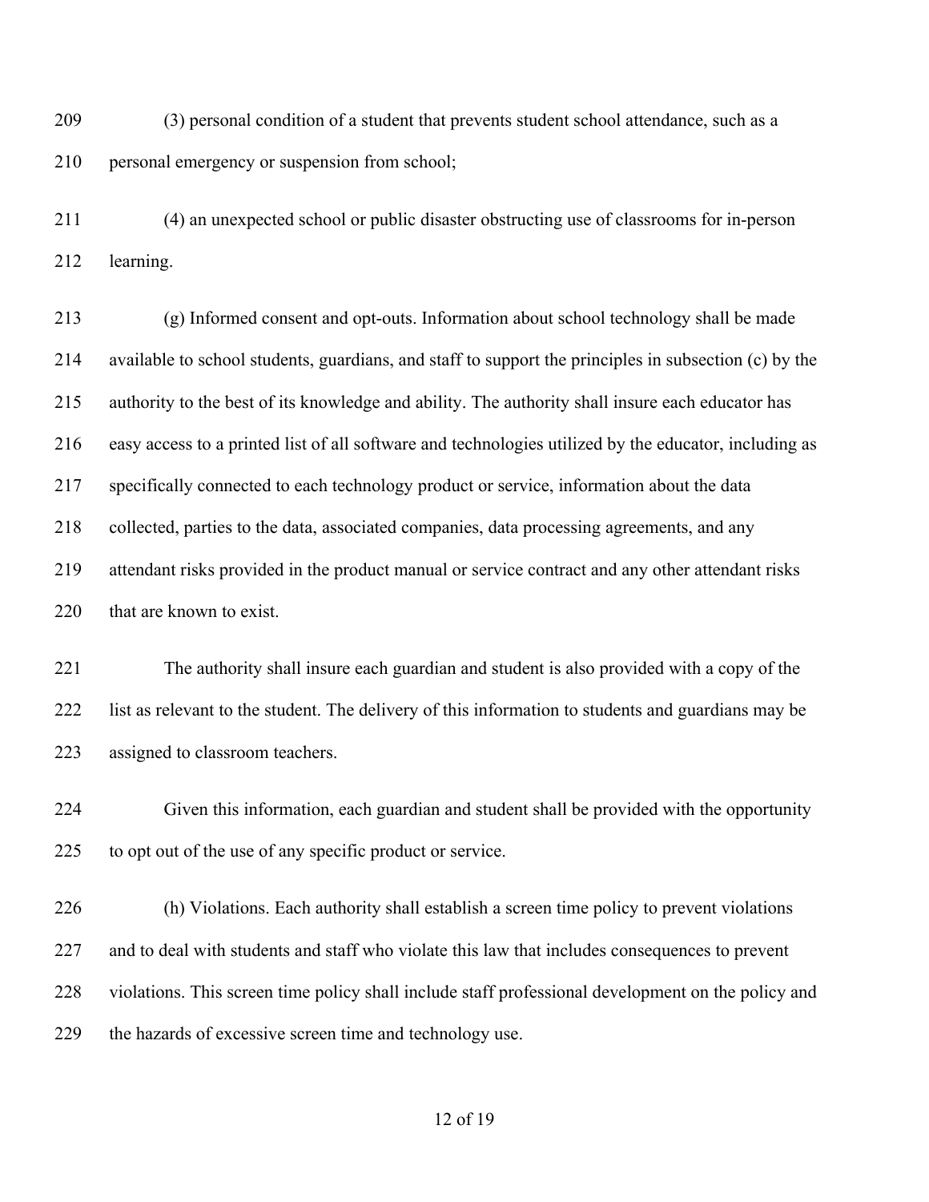(3) personal condition of a student that prevents student school attendance, such as a personal emergency or suspension from school;

(4) an unexpected school or public disaster obstructing use of classrooms for in-person learning.

(g) Informed consent and opt-outs. Information about school technology shall be made available to school students, guardians, and staff to support the principles in subsection (c) by the authority to the best of its knowledge and ability. The authority shall insure each educator has easy access to a printed list of all software and technologies utilized by the educator, including as specifically connected to each technology product or service, information about the data collected, parties to the data, associated companies, data processing agreements, and any attendant risks provided in the product manual or service contract and any other attendant risks that are known to exist.

The authority shall insure each guardian and student is also provided with a copy of the list as relevant to the student. The delivery of this information to students and guardians may be assigned to classroom teachers.

Given this information, each guardian and student shall be provided with the opportunity to opt out of the use of any specific product or service.

(h) Violations. Each authority shall establish a screen time policy to prevent violations and to deal with students and staff who violate this law that includes consequences to prevent violations. This screen time policy shall include staff professional development on the policy and the hazards of excessive screen time and technology use.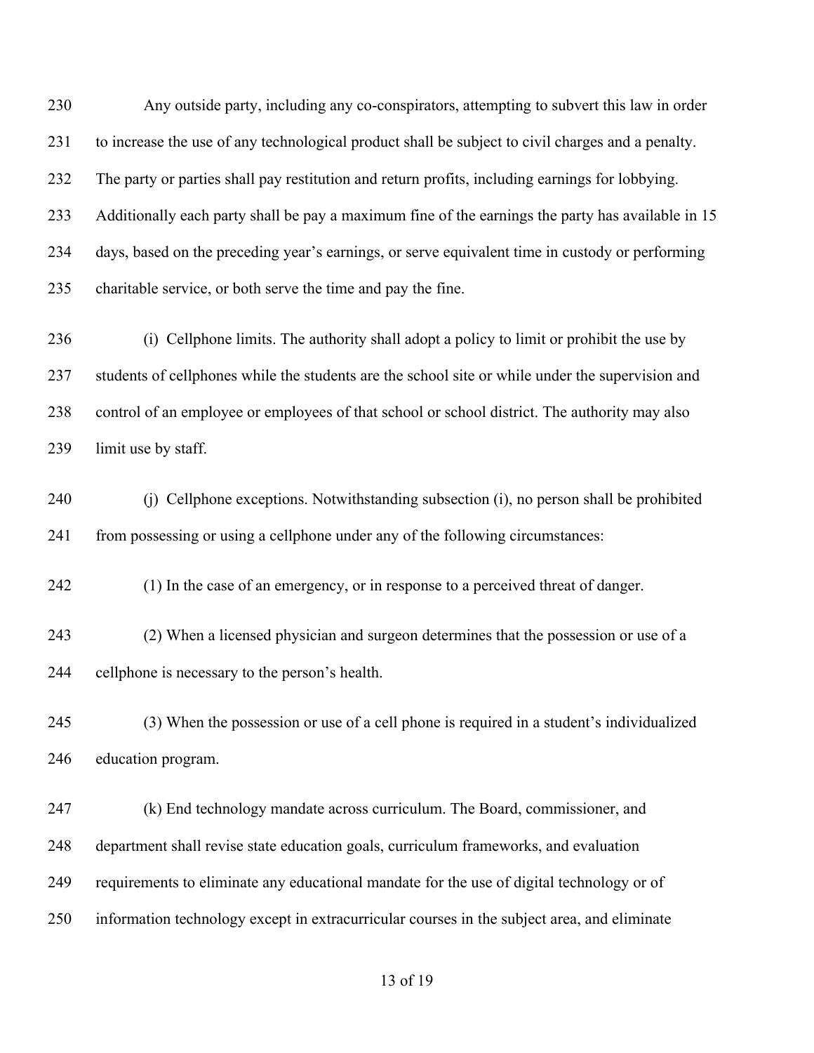Any outside party, including any co-conspirators, attempting to subvert this law in order to increase the use of any technological product shall be subject to civil charges and a penalty. The party or parties shall pay restitution and return profits, including earnings for lobbying. Additionally each party shall be pay a maximum fine of the earnings the party has available in 15 days, based on the preceding year's earnings, or serve equivalent time in custody or performing charitable service, or both serve the time and pay the fine.

(i) Cellphone limits. The authority shall adopt a policy to limit or prohibit the use by students of cellphones while the students are the school site or while under the supervision and control of an employee or employees of that school or school district. The authority may also limit use by staff.

(j) Cellphone exceptions. Notwithstanding subsection (i), no person shall be prohibited from possessing or using a cellphone under any of the following circumstances:

(1) In the case of an emergency, or in response to a perceived threat of danger.

(2) When a licensed physician and surgeon determines that the possession or use of a cellphone is necessary to the person's health.

(3) When the possession or use of a cell phone is required in a student's individualized education program.

(k) End technology mandate across curriculum. The Board, commissioner, and department shall revise state education goals, curriculum frameworks, and evaluation requirements to eliminate any educational mandate for the use of digital technology or of information technology except in extracurricular courses in the subject area, and eliminate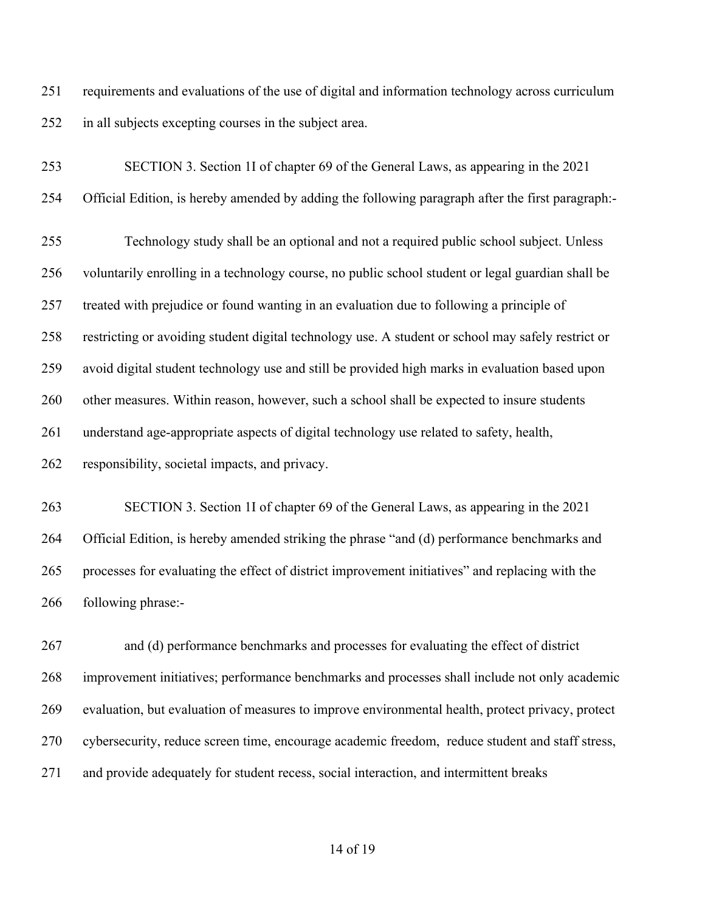requirements and evaluations of the use of digital and information technology across curriculum in all subjects excepting courses in the subject area.

SECTION 3. Section 1I of chapter 69 of the General Laws, as appearing in the 2021 Official Edition, is hereby amended by adding the following paragraph after the first paragraph:-

Technology study shall be an optional and not a required public school subject. Unless voluntarily enrolling in a technology course, no public school student or legal guardian shall be treated with prejudice or found wanting in an evaluation due to following a principle of restricting or avoiding student digital technology use. A student or school may safely restrict or avoid digital student technology use and still be provided high marks in evaluation based upon other measures. Within reason, however, such a school shall be expected to insure students understand age-appropriate aspects of digital technology use related to safety, health, responsibility, societal impacts, and privacy.

SECTION 3. Section 1I of chapter 69 of the General Laws, as appearing in the 2021 Official Edition, is hereby amended striking the phrase "and (d) performance benchmarks and processes for evaluating the effect of district improvement initiatives" and replacing with the following phrase:-

and (d) performance benchmarks and processes for evaluating the effect of district improvement initiatives; performance benchmarks and processes shall include not only academic evaluation, but evaluation of measures to improve environmental health, protect privacy, protect cybersecurity, reduce screen time, encourage academic freedom, reduce student and staff stress, and provide adequately for student recess, social interaction, and intermittent breaks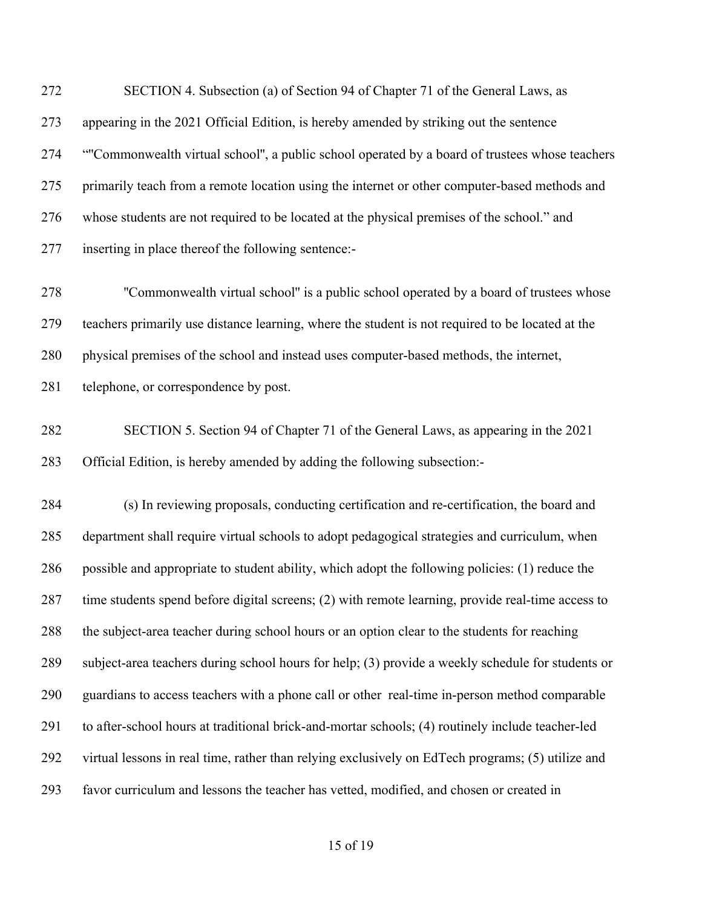SECTION 4. Subsection (a) of Section 94 of Chapter 71 of the General Laws, as appearing in the 2021 Official Edition, is hereby amended by striking out the sentence “"Commonwealth virtual school", a public school operated by a board of trustees whose teachers primarily teach from a remote location using the internet or other computer-based methods and whose students are not required to be located at the physical premises of the school.” and inserting in place thereof the following sentence:-

"Commonwealth virtual school" is a public school operated by a board of trustees whose teachers primarily use distance learning, where the student is not required to be located at the physical premises of the school and instead uses computer-based methods, the internet, telephone, or correspondence by post.

SECTION 5. Section 94 of Chapter 71 of the General Laws, as appearing in the 2021 Official Edition, is hereby amended by adding the following subsection:-

(s) In reviewing proposals, conducting certification and re-certification, the board and department shall require virtual schools to adopt pedagogical strategies and curriculum, when possible and appropriate to student ability, which adopt the following policies: (1) reduce the time students spend before digital screens; (2) with remote learning, provide real-time access to the subject-area teacher during school hours or an option clear to the students for reaching subject-area teachers during school hours for help; (3) provide a weekly schedule for students or guardians to access teachers with a phone call or other real-time in-person method comparable to after-school hours at traditional brick-and-mortar schools; (4) routinely include teacher-led virtual lessons in real time, rather than relying exclusively on EdTech programs; (5) utilize and favor curriculum and lessons the teacher has vetted, modified, and chosen or created in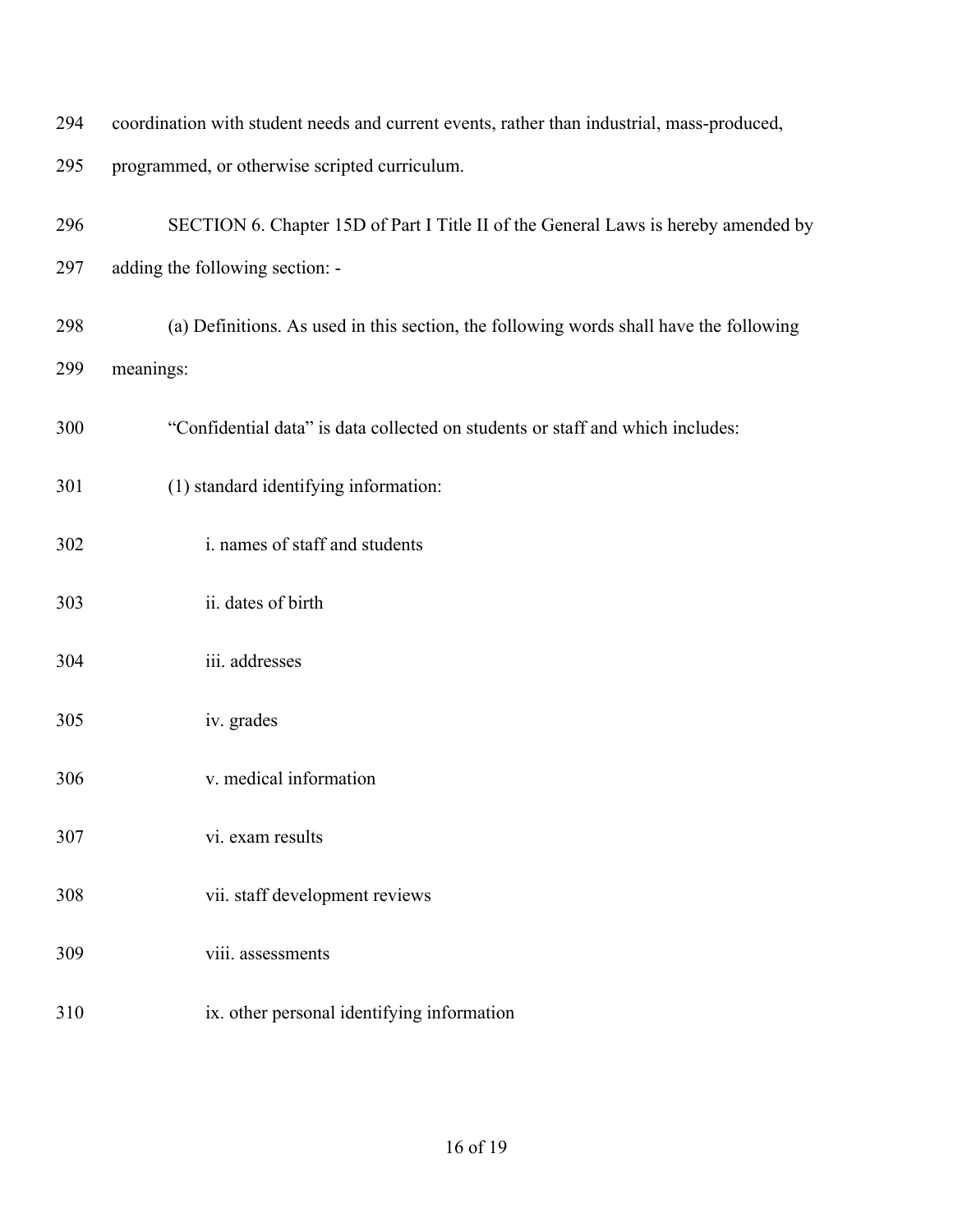coordination with student needs and current events, rather than industrial, mass-produced, programmed, or otherwise scripted curriculum.

SECTION 6. Chapter 15D of Part I Title II of the General Laws is hereby amended by adding the following section: -

(a) Definitions. As used in this section, the following words shall have the following meanings:

"Confidential data" is data collected on students or staff and which includes:

(1) standard identifying information:

i. names of staff and students

ii. dates of birth

iii. addresses

iv. grades

v. medical information

vi. exam results

vii. staff development reviews

viii. assessments

ix. other personal identifying information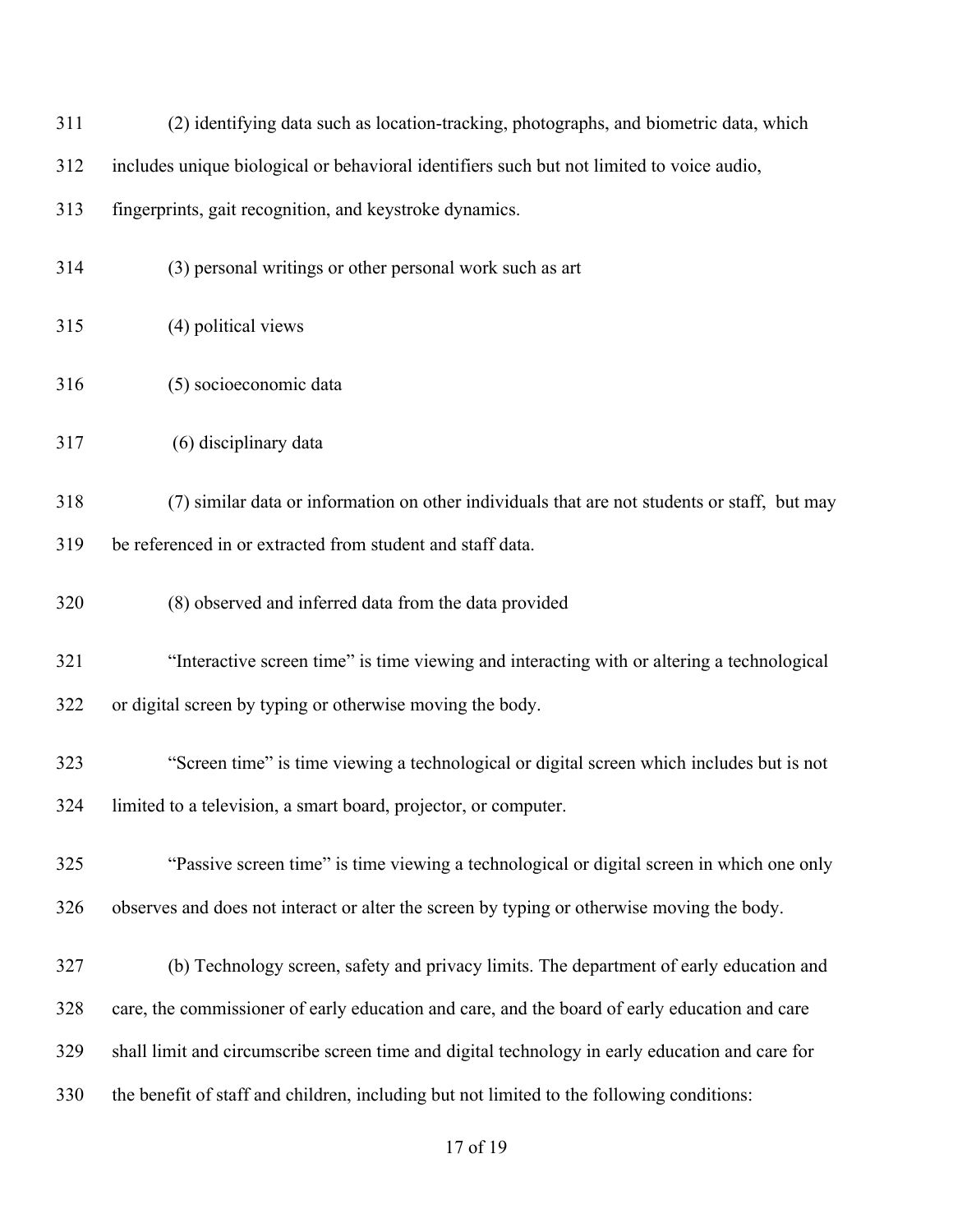(2) identifying data such as location-tracking, photographs, and biometric data, which includes unique biological or behavioral identifiers such but not limited to voice audio, fingerprints, gait recognition, and keystroke dynamics.

(3) personal writings or other personal work such as art

(4) political views

(5) socioeconomic data

(6) disciplinary data

(7) similar data or information on other individuals that are not students or staff, but may be referenced in or extracted from student and staff data.

(8) observed and inferred data from the data provided

"Interactive screen time" is time viewing and interacting with or altering a technological or digital screen by typing or otherwise moving the body.

"Screen time" is time viewing a technological or digital screen which includes but is not limited to a television, a smart board, projector, or computer.

"Passive screen time" is time viewing a technological or digital screen in which one only observes and does not interact or alter the screen by typing or otherwise moving the body.

(b) Technology screen, safety and privacy limits. The department of early education and care, the commissioner of early education and care, and the board of early education and care shall limit and circumscribe screen time and digital technology in early education and care for the benefit of staff and children, including but not limited to the following conditions: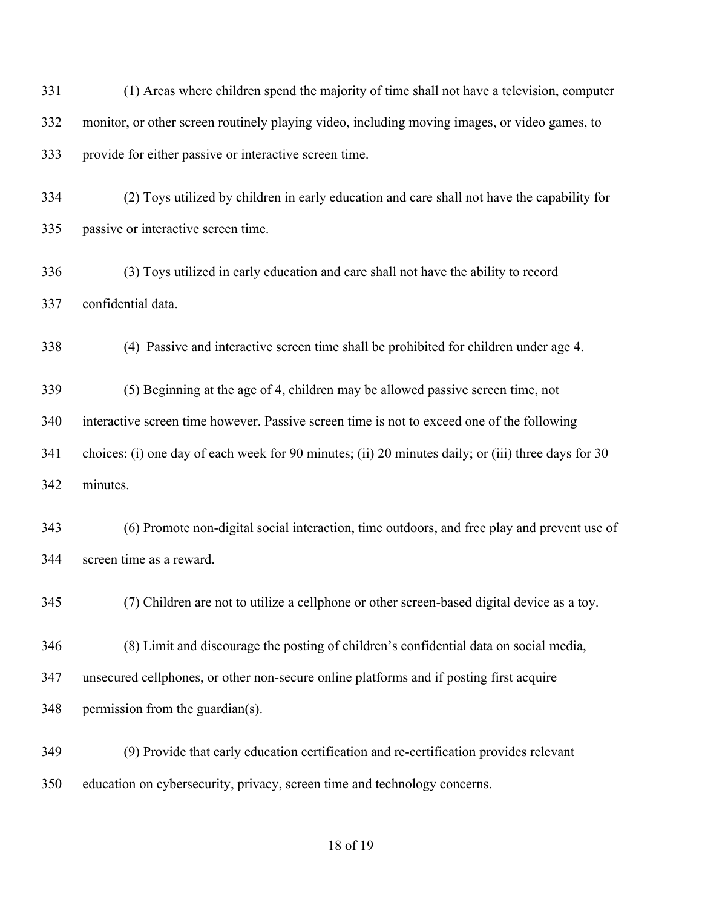(1) Areas where children spend the majority of time shall not have a television, computer monitor, or other screen routinely playing video, including moving images, or video games, to provide for either passive or interactive screen time.

(2) Toys utilized by children in early education and care shall not have the capability for passive or interactive screen time.

(3) Toys utilized in early education and care shall not have the ability to record confidential data.

(4) Passive and interactive screen time shall be prohibited for children under age 4.

(5) Beginning at the age of 4, children may be allowed passive screen time, not interactive screen time however. Passive screen time is not to exceed one of the following choices: (i) one day of each week for 90 minutes; (ii) 20 minutes daily; or (iii) three days for 30 minutes.

(6) Promote non-digital social interaction, time outdoors, and free play and prevent use of screen time as a reward.

(7) Children are not to utilize a cellphone or other screen-based digital device as a toy.

(8) Limit and discourage the posting of children's confidential data on social media, unsecured cellphones, or other non-secure online platforms and if posting first acquire permission from the guardian(s).

(9) Provide that early education certification and re-certification provides relevant education on cybersecurity, privacy, screen time and technology concerns.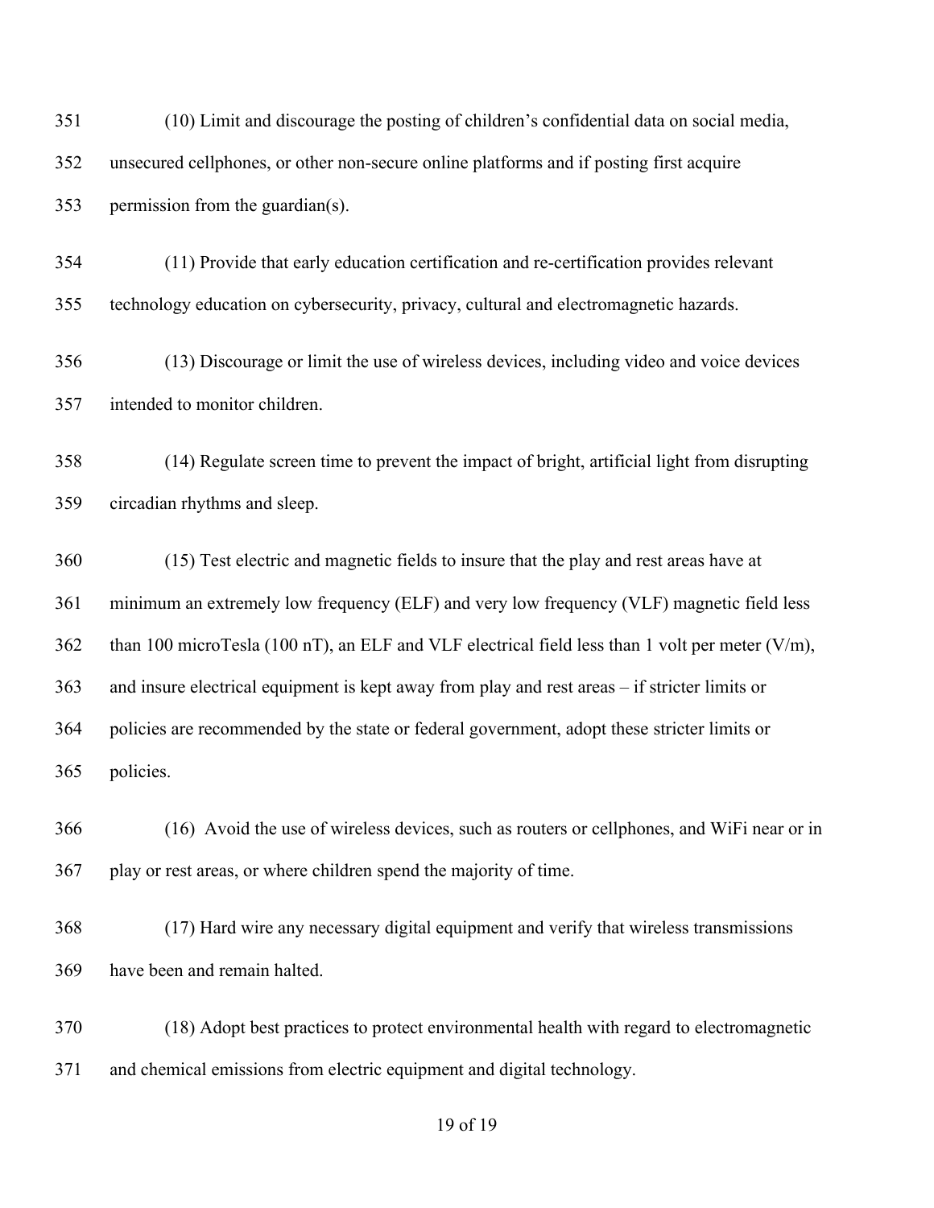(10) Limit and discourage the posting of children's confidential data on social media, unsecured cellphones, or other non-secure online platforms and if posting first acquire permission from the guardian(s).

(11) Provide that early education certification and re-certification provides relevant technology education on cybersecurity, privacy, cultural and electromagnetic hazards.

(13) Discourage or limit the use of wireless devices, including video and voice devices intended to monitor children.

(14) Regulate screen time to prevent the impact of bright, artificial light from disrupting circadian rhythms and sleep.

(15) Test electric and magnetic fields to insure that the play and rest areas have at minimum an extremely low frequency (ELF) and very low frequency (VLF) magnetic field less than 100 microTesla (100 nT), an ELF and VLF electrical field less than 1 volt per meter (V/m), and insure electrical equipment is kept away from play and rest areas – if stricter limits or policies are recommended by the state or federal government, adopt these stricter limits or policies.

(16) Avoid the use of wireless devices, such as routers or cellphones, and WiFi near or in play or rest areas, or where children spend the majority of time.

(17) Hard wire any necessary digital equipment and verify that wireless transmissions have been and remain halted.

(18) Adopt best practices to protect environmental health with regard to electromagnetic and chemical emissions from electric equipment and digital technology.